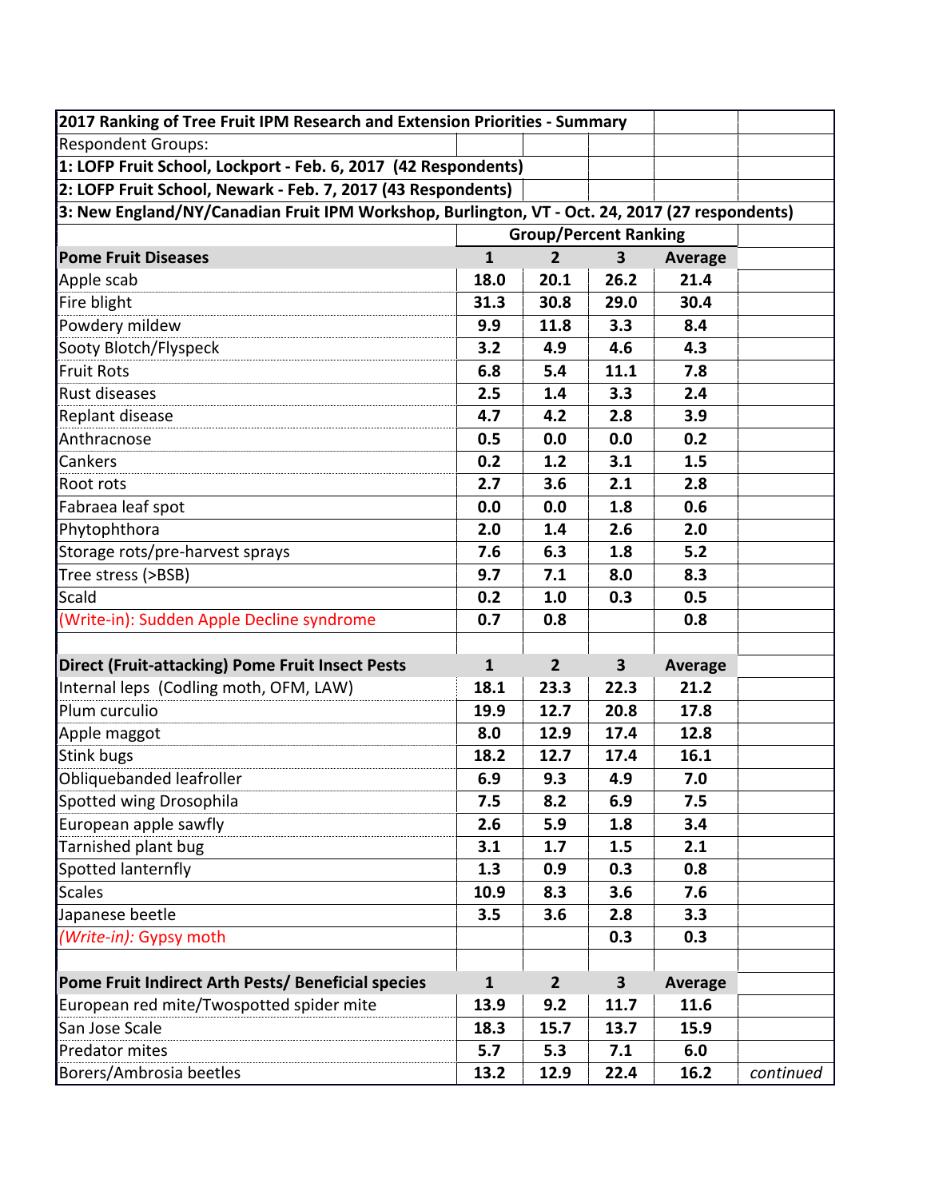**2017 Ranking of Tree Fruit IPM Research and Extension Priorities - Summary**

Respondent Groups:

**1: LOFP Fruit School, Lockport - Feb. 6, 2017 (42 Respondents)**

**2: LOFP Fruit School, Newark - Feb. 7, 2017 (43 Respondents)**

**3: New England/NY/Canadian Fruit IPM Workshop, Burlington, VT - Oct. 24, 2017 (27 respondents)**

| | Group/Percent Ranking | | | | |
|---|---|---|---|---|---|
| **Pome Fruit Diseases** | **1** | **2** | **3** | **Average** | |
| Apple scab | **18.0** | **20.1** | **26.2** | **21.4** | |
| Fire blight | **31.3** | **30.8** | **29.0** | **30.4** | |
| Powdery mildew | **9.9** | **11.8** | **3.3** | **8.4** | |
| Sooty Blotch/Flyspeck | **3.2** | **4.9** | **4.6** | **4.3** | |
| Fruit Rots | **6.8** | **5.4** | **11.1** | **7.8** | |
| Rust diseases | **2.5** | **1.4** | **3.3** | **2.4** | |
| Replant disease | **4.7** | **4.2** | **2.8** | **3.9** | |
| Anthracnose | **0.5** | **0.0** | **0.0** | **0.2** | |
| Cankers | **0.2** | **1.2** | **3.1** | **1.5** | |
| Root rots | **2.7** | **3.6** | **2.1** | **2.8** | |
| Fabraea leaf spot | **0.0** | **0.0** | **1.8** | **0.6** | |
| Phytophthora | **2.0** | **1.4** | **2.6** | **2.0** | |
| Storage rots/pre-harvest sprays | **7.6** | **6.3** | **1.8** | **5.2** | |
| Tree stress (>BSB) | **9.7** | **7.1** | **8.0** | **8.3** | |
| Scald | **0.2** | **1.0** | **0.3** | **0.5** | |
| (Write-in): Sudden Apple Decline syndrome | **0.7** | **0.8** | | **0.8** | |
| | | | | | |
| **Direct (Fruit-attacking) Pome Fruit Insect Pests** | **1** | **2** | **3** | **Average** | |
| Internal leps (Codling moth, OFM, LAW) | **18.1** | **23.3** | **22.3** | **21.2** | |
| Plum curculio | **19.9** | **12.7** | **20.8** | **17.8** | |
| Apple maggot | **8.0** | **12.9** | **17.4** | **12.8** | |
| Stink bugs | **18.2** | **12.7** | **17.4** | **16.1** | |
| Obliquebanded leafroller | **6.9** | **9.3** | **4.9** | **7.0** | |
| Spotted wing Drosophila | **7.5** | **8.2** | **6.9** | **7.5** | |
| European apple sawfly | **2.6** | **5.9** | **1.8** | **3.4** | |
| Tarnished plant bug | **3.1** | **1.7** | **1.5** | **2.1** | |
| Spotted lanternfly | **1.3** | **0.9** | **0.3** | **0.8** | |
| Scales | **10.9** | **8.3** | **3.6** | **7.6** | |
| Japanese beetle | **3.5** | **3.6** | **2.8** | **3.3** | |
| *(Write-in):* Gypsy moth | | | **0.3** | **0.3** | |
| | | | | | |
| **Pome Fruit Indirect Arth Pests/ Beneficial species** | **1** | **2** | **3** | **Average** | |
| European red mite/Twospotted spider mite | **13.9** | **9.2** | **11.7** | **11.6** | |
| San Jose Scale | **18.3** | **15.7** | **13.7** | **15.9** | |
| Predator mites | **5.7** | **5.3** | **7.1** | **6.0** | |
| Borers/Ambrosia beetles | **13.2** | **12.9** | **22.4** | **16.2** | *continued* |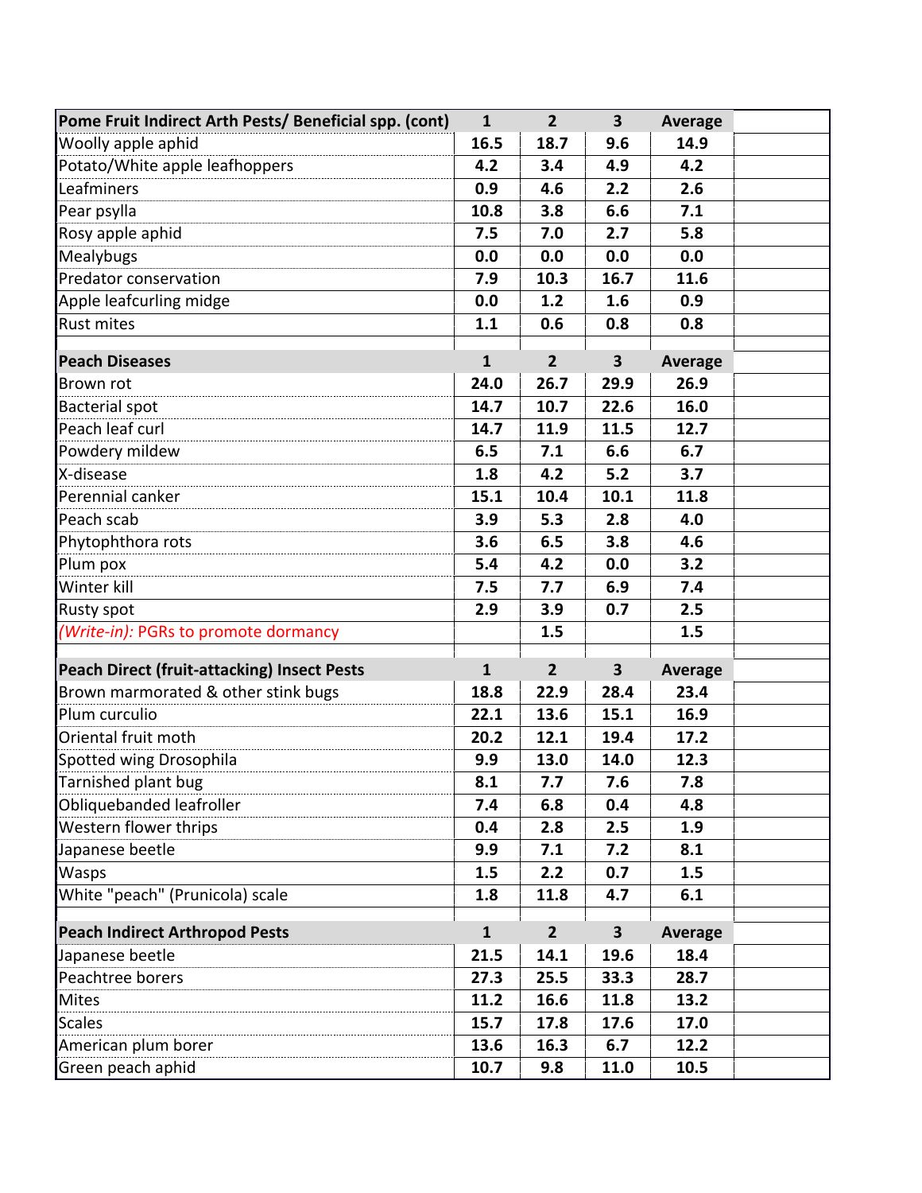| Pome Fruit Indirect Arth Pests/ Beneficial spp. (cont) | 1 | 2 | 3 | Average |
|---|---|---|---|---|
| Woolly apple aphid | 16.5 | 18.7 | 9.6 | 14.9 |
| Potato/White apple leafhoppers | 4.2 | 3.4 | 4.9 | 4.2 |
| Leafminers | 0.9 | 4.6 | 2.2 | 2.6 |
| Pear psylla | 10.8 | 3.8 | 6.6 | 7.1 |
| Rosy apple aphid | 7.5 | 7.0 | 2.7 | 5.8 |
| Mealybugs | 0.0 | 0.0 | 0.0 | 0.0 |
| Predator conservation | 7.9 | 10.3 | 16.7 | 11.6 |
| Apple leafcurling midge | 0.0 | 1.2 | 1.6 | 0.9 |
| Rust mites | 1.1 | 0.6 | 0.8 | 0.8 |

| Peach Diseases | 1 | 2 | 3 | Average |
|---|---|---|---|---|
| Brown rot | 24.0 | 26.7 | 29.9 | 26.9 |
| Bacterial spot | 14.7 | 10.7 | 22.6 | 16.0 |
| Peach leaf curl | 14.7 | 11.9 | 11.5 | 12.7 |
| Powdery mildew | 6.5 | 7.1 | 6.6 | 6.7 |
| X-disease | 1.8 | 4.2 | 5.2 | 3.7 |
| Perennial canker | 15.1 | 10.4 | 10.1 | 11.8 |
| Peach scab | 3.9 | 5.3 | 2.8 | 4.0 |
| Phytophthora rots | 3.6 | 6.5 | 3.8 | 4.6 |
| Plum pox | 5.4 | 4.2 | 0.0 | 3.2 |
| Winter kill | 7.5 | 7.7 | 6.9 | 7.4 |
| Rusty spot | 2.9 | 3.9 | 0.7 | 2.5 |
| *(Write-in):* PGRs to promote dormancy | | 1.5 | | 1.5 |

| Peach Direct (fruit-attacking) Insect Pests | 1 | 2 | 3 | Average |
|---|---|---|---|---|
| Brown marmorated & other stink bugs | 18.8 | 22.9 | 28.4 | 23.4 |
| Plum curculio | 22.1 | 13.6 | 15.1 | 16.9 |
| Oriental fruit moth | 20.2 | 12.1 | 19.4 | 17.2 |
| Spotted wing Drosophila | 9.9 | 13.0 | 14.0 | 12.3 |
| Tarnished plant bug | 8.1 | 7.7 | 7.6 | 7.8 |
| Obliquebanded leafroller | 7.4 | 6.8 | 0.4 | 4.8 |
| Western flower thrips | 0.4 | 2.8 | 2.5 | 1.9 |
| Japanese beetle | 9.9 | 7.1 | 7.2 | 8.1 |
| Wasps | 1.5 | 2.2 | 0.7 | 1.5 |
| White "peach" (Prunicola) scale | 1.8 | 11.8 | 4.7 | 6.1 |

| Peach Indirect Arthropod Pests | 1 | 2 | 3 | Average |
|---|---|---|---|---|
| Japanese beetle | 21.5 | 14.1 | 19.6 | 18.4 |
| Peachtree borers | 27.3 | 25.5 | 33.3 | 28.7 |
| Mites | 11.2 | 16.6 | 11.8 | 13.2 |
| Scales | 15.7 | 17.8 | 17.6 | 17.0 |
| American plum borer | 13.6 | 16.3 | 6.7 | 12.2 |
| Green peach aphid | 10.7 | 9.8 | 11.0 | 10.5 |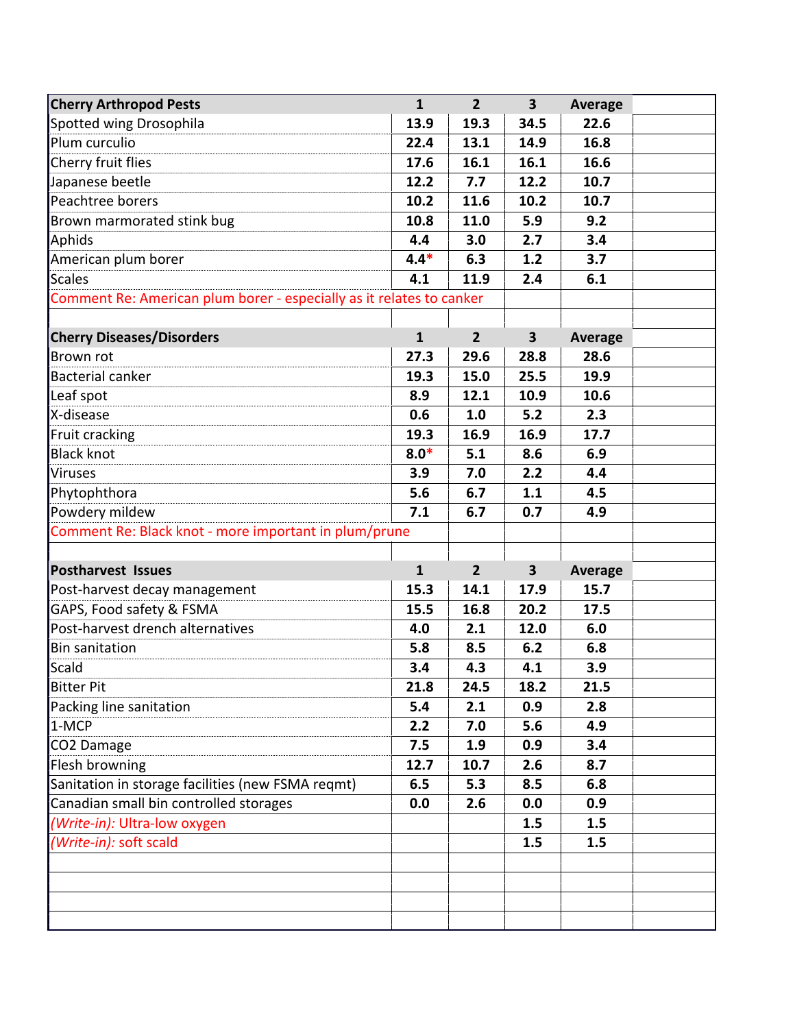| Cherry Arthropod Pests | 1 | 2 | 3 | Average |
|---|---|---|---|---|
| Spotted wing Drosophila | 13.9 | 19.3 | 34.5 | 22.6 |
| Plum curculio | 22.4 | 13.1 | 14.9 | 16.8 |
| Cherry fruit flies | 17.6 | 16.1 | 16.1 | 16.6 |
| Japanese beetle | 12.2 | 7.7 | 12.2 | 10.7 |
| Peachtree borers | 10.2 | 11.6 | 10.2 | 10.7 |
| Brown marmorated stink bug | 10.8 | 11.0 | 5.9 | 9.2 |
| Aphids | 4.4 | 3.0 | 2.7 | 3.4 |
| American plum borer | 4.4* | 6.3 | 1.2 | 3.7 |
| Scales | 4.1 | 11.9 | 2.4 | 6.1 |
| Comment Re: American plum borer - especially as it relates to canker | | | | |

| Cherry Diseases/Disorders | 1 | 2 | 3 | Average |
|---|---|---|---|---|
| Brown rot | 27.3 | 29.6 | 28.8 | 28.6 |
| Bacterial canker | 19.3 | 15.0 | 25.5 | 19.9 |
| Leaf spot | 8.9 | 12.1 | 10.9 | 10.6 |
| X-disease | 0.6 | 1.0 | 5.2 | 2.3 |
| Fruit cracking | 19.3 | 16.9 | 16.9 | 17.7 |
| Black knot | 8.0* | 5.1 | 8.6 | 6.9 |
| Viruses | 3.9 | 7.0 | 2.2 | 4.4 |
| Phytophthora | 5.6 | 6.7 | 1.1 | 4.5 |
| Powdery mildew | 7.1 | 6.7 | 0.7 | 4.9 |
| Comment Re: Black knot - more important in plum/prune | | | | |

| Postharvest Issues | 1 | 2 | 3 | Average |
|---|---|---|---|---|
| Post-harvest decay management | 15.3 | 14.1 | 17.9 | 15.7 |
| GAPS, Food safety & FSMA | 15.5 | 16.8 | 20.2 | 17.5 |
| Post-harvest drench alternatives | 4.0 | 2.1 | 12.0 | 6.0 |
| Bin sanitation | 5.8 | 8.5 | 6.2 | 6.8 |
| Scald | 3.4 | 4.3 | 4.1 | 3.9 |
| Bitter Pit | 21.8 | 24.5 | 18.2 | 21.5 |
| Packing line sanitation | 5.4 | 2.1 | 0.9 | 2.8 |
| 1-MCP | 2.2 | 7.0 | 5.6 | 4.9 |
| $CO_2$ Damage | 7.5 | 1.9 | 0.9 | 3.4 |
| Flesh browning | 12.7 | 10.7 | 2.6 | 8.7 |
| Sanitation in storage facilities (new FSMA reqmt) | 6.5 | 5.3 | 8.5 | 6.8 |
| Canadian small bin controlled storages | 0.0 | 2.6 | 0.0 | 0.9 |
| *(Write-in):* Ultra-low oxygen | | | 1.5 | 1.5 |
| *(Write-in):* soft scald | | | 1.5 | 1.5 |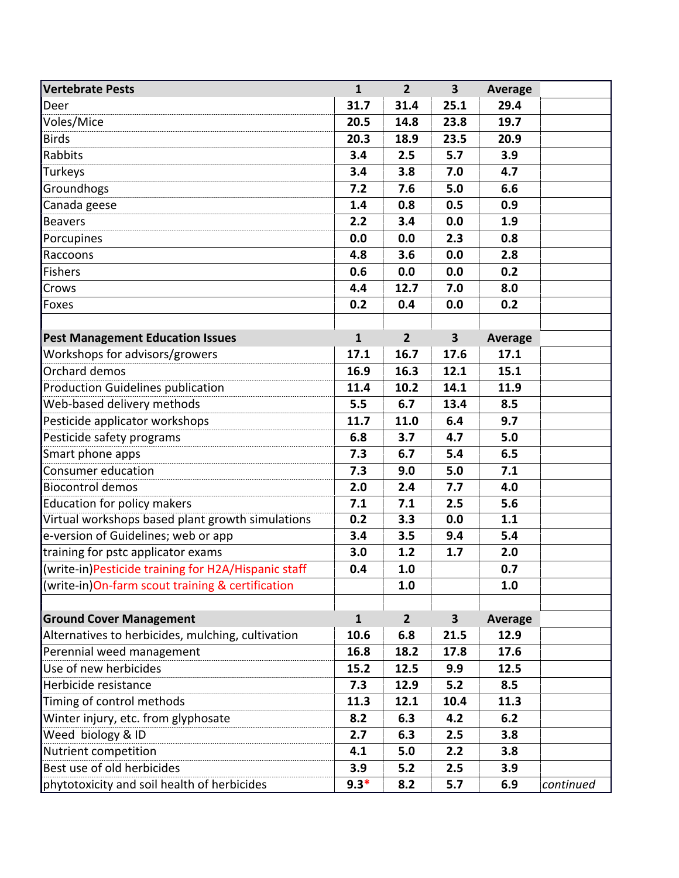| Vertebrate Pests | 1 | 2 | 3 | Average | |
|---|---|---|---|---|---|
| Deer | **31.7** | **31.4** | **25.1** | **29.4** | |
| Voles/Mice | **20.5** | **14.8** | **23.8** | **19.7** | |
| Birds | **20.3** | **18.9** | **23.5** | **20.9** | |
| Rabbits | **3.4** | **2.5** | **5.7** | **3.9** | |
| Turkeys | **3.4** | **3.8** | **7.0** | **4.7** | |
| Groundhogs | **7.2** | **7.6** | **5.0** | **6.6** | |
| Canada geese | **1.4** | **0.8** | **0.5** | **0.9** | |
| Beavers | **2.2** | **3.4** | **0.0** | **1.9** | |
| Porcupines | **0.0** | **0.0** | **2.3** | **0.8** | |
| Raccoons | **4.8** | **3.6** | **0.0** | **2.8** | |
| Fishers | **0.6** | **0.0** | **0.0** | **0.2** | |
| Crows | **4.4** | **12.7** | **7.0** | **8.0** | |
| Foxes | **0.2** | **0.4** | **0.0** | **0.2** | |
| | | | | | |
| **Pest Management Education Issues** | **1** | **2** | **3** | **Average** | |
| Workshops for advisors/growers | **17.1** | **16.7** | **17.6** | **17.1** | |
| Orchard demos | **16.9** | **16.3** | **12.1** | **15.1** | |
| Production Guidelines publication | **11.4** | **10.2** | **14.1** | **11.9** | |
| Web-based delivery methods | **5.5** | **6.7** | **13.4** | **8.5** | |
| Pesticide applicator workshops | **11.7** | **11.0** | **6.4** | **9.7** | |
| Pesticide safety programs | **6.8** | **3.7** | **4.7** | **5.0** | |
| Smart phone apps | **7.3** | **6.7** | **5.4** | **6.5** | |
| Consumer education | **7.3** | **9.0** | **5.0** | **7.1** | |
| Biocontrol demos | **2.0** | **2.4** | **7.7** | **4.0** | |
| Education for policy makers | **7.1** | **7.1** | **2.5** | **5.6** | |
| Virtual workshops based plant growth simulations | **0.2** | **3.3** | **0.0** | **1.1** | |
| e-version of Guidelines; web or app | **3.4** | **3.5** | **9.4** | **5.4** | |
| training for pstc applicator exams | **3.0** | **1.2** | **1.7** | **2.0** | |
| (write-in)Pesticide training for H2A/Hispanic staff | **0.4** | **1.0** | | **0.7** | |
| (write-in)On-farm scout training & certification | | **1.0** | | **1.0** | |
| | | | | | |
| **Ground Cover Management** | **1** | **2** | **3** | **Average** | |
| Alternatives to herbicides, mulching, cultivation | **10.6** | **6.8** | **21.5** | **12.9** | |
| Perennial weed management | **16.8** | **18.2** | **17.8** | **17.6** | |
| Use of new herbicides | **15.2** | **12.5** | **9.9** | **12.5** | |
| Herbicide resistance | **7.3** | **12.9** | **5.2** | **8.5** | |
| Timing of control methods | **11.3** | **12.1** | **10.4** | **11.3** | |
| Winter injury, etc. from glyphosate | **8.2** | **6.3** | **4.2** | **6.2** | |
| Weed biology & ID | **2.7** | **6.3** | **2.5** | **3.8** | |
| Nutrient competition | **4.1** | **5.0** | **2.2** | **3.8** | |
| Best use of old herbicides | **3.9** | **5.2** | **2.5** | **3.9** | |
| phytotoxicity and soil health of herbicides | **9.3*** | **8.2** | **5.7** | **6.9** | *continued* |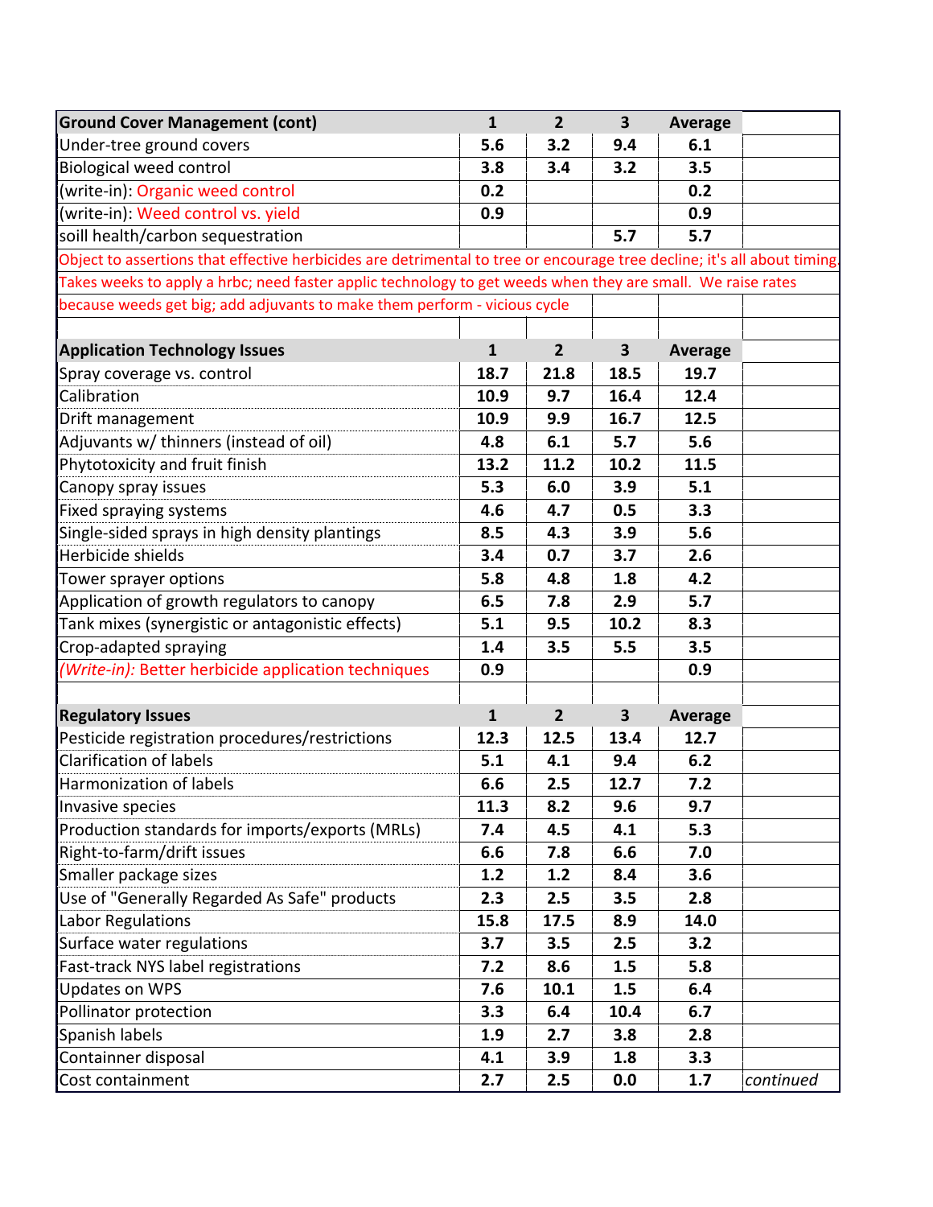| Ground Cover Management (cont) | 1 | 2 | 3 | Average | |
|---|---|---|---|---|---|
| Under-tree ground covers | 5.6 | 3.2 | 9.4 | 6.1 | |
| Biological weed control | 3.8 | 3.4 | 3.2 | 3.5 | |
| (write-in): Organic weed control | 0.2 | | | 0.2 | |
| (write-in): Weed control vs. yield | 0.9 | | | 0.9 | |
| soill health/carbon sequestration | | | 5.7 | 5.7 | |
| Object to assertions that effective herbicides are detrimental to tree or encourage tree decline; it's all about timing. | | | | | |
| Takes weeks to apply a hrbc; need faster applic technology to get weeds when they are small. We raise rates | | | | | |
| because weeds get big; add adjuvants to make them perform - vicious cycle | | | | | |
| | | | | | |
| **Application Technology Issues** | **1** | **2** | **3** | **Average** | |
| Spray coverage vs. control | 18.7 | 21.8 | 18.5 | 19.7 | |
| Calibration | 10.9 | 9.7 | 16.4 | 12.4 | |
| Drift management | 10.9 | 9.9 | 16.7 | 12.5 | |
| Adjuvants w/ thinners (instead of oil) | 4.8 | 6.1 | 5.7 | 5.6 | |
| Phytotoxicity and fruit finish | 13.2 | 11.2 | 10.2 | 11.5 | |
| Canopy spray issues | 5.3 | 6.0 | 3.9 | 5.1 | |
| Fixed spraying systems | 4.6 | 4.7 | 0.5 | 3.3 | |
| Single-sided sprays in high density plantings | 8.5 | 4.3 | 3.9 | 5.6 | |
| Herbicide shields | 3.4 | 0.7 | 3.7 | 2.6 | |
| Tower sprayer options | 5.8 | 4.8 | 1.8 | 4.2 | |
| Application of growth regulators to canopy | 6.5 | 7.8 | 2.9 | 5.7 | |
| Tank mixes (synergistic or antagonistic effects) | 5.1 | 9.5 | 10.2 | 8.3 | |
| Crop-adapted spraying | 1.4 | 3.5 | 5.5 | 3.5 | |
| *(Write-in):* Better herbicide application techniques | 0.9 | | | 0.9 | |
| | | | | | |
| **Regulatory Issues** | **1** | **2** | **3** | **Average** | |
| Pesticide registration procedures/restrictions | 12.3 | 12.5 | 13.4 | 12.7 | |
| Clarification of labels | 5.1 | 4.1 | 9.4 | 6.2 | |
| Harmonization of labels | 6.6 | 2.5 | 12.7 | 7.2 | |
| Invasive species | 11.3 | 8.2 | 9.6 | 9.7 | |
| Production standards for imports/exports (MRLs) | 7.4 | 4.5 | 4.1 | 5.3 | |
| Right-to-farm/drift issues | 6.6 | 7.8 | 6.6 | 7.0 | |
| Smaller package sizes | 1.2 | 1.2 | 8.4 | 3.6 | |
| Use of "Generally Regarded As Safe" products | 2.3 | 2.5 | 3.5 | 2.8 | |
| Labor Regulations | 15.8 | 17.5 | 8.9 | 14.0 | |
| Surface water regulations | 3.7 | 3.5 | 2.5 | 3.2 | |
| Fast-track NYS label registrations | 7.2 | 8.6 | 1.5 | 5.8 | |
| Updates on WPS | 7.6 | 10.1 | 1.5 | 6.4 | |
| Pollinator protection | 3.3 | 6.4 | 10.4 | 6.7 | |
| Spanish labels | 1.9 | 2.7 | 3.8 | 2.8 | |
| Containner disposal | 4.1 | 3.9 | 1.8 | 3.3 | |
| Cost containment | 2.7 | 2.5 | 0.0 | 1.7 | *continued* |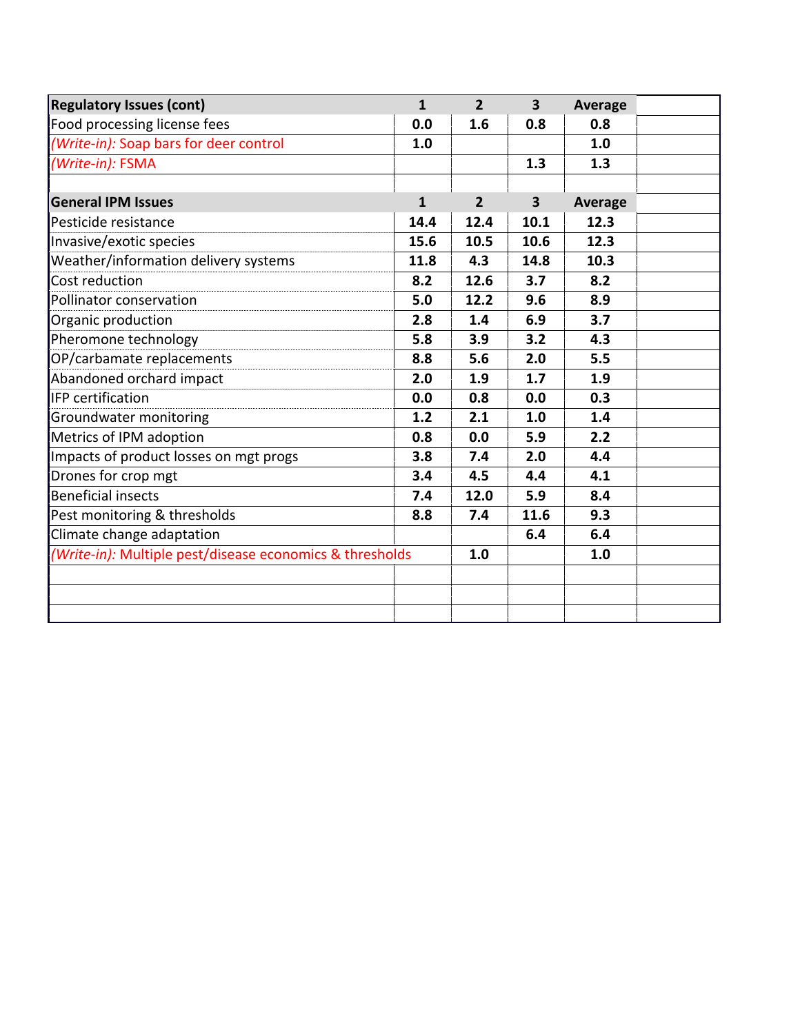| Regulatory Issues (cont) | 1 | 2 | 3 | Average |
|---|---|---|---|---|
| Food processing license fees | 0.0 | 1.6 | 0.8 | 0.8 |
| *(Write-in):* Soap bars for deer control | 1.0 | | | 1.0 |
| *(Write-in):* FSMA | | | 1.3 | 1.3 |

| General IPM Issues | 1 | 2 | 3 | Average |
|---|---|---|---|---|
| Pesticide resistance | 14.4 | 12.4 | 10.1 | 12.3 |
| Invasive/exotic species | 15.6 | 10.5 | 10.6 | 12.3 |
| Weather/information delivery systems | 11.8 | 4.3 | 14.8 | 10.3 |
| Cost reduction | 8.2 | 12.6 | 3.7 | 8.2 |
| Pollinator conservation | 5.0 | 12.2 | 9.6 | 8.9 |
| Organic production | 2.8 | 1.4 | 6.9 | 3.7 |
| Pheromone technology | 5.8 | 3.9 | 3.2 | 4.3 |
| OP/carbamate replacements | 8.8 | 5.6 | 2.0 | 5.5 |
| Abandoned orchard impact | 2.0 | 1.9 | 1.7 | 1.9 |
| IFP certification | 0.0 | 0.8 | 0.0 | 0.3 |
| Groundwater monitoring | 1.2 | 2.1 | 1.0 | 1.4 |
| Metrics of IPM adoption | 0.8 | 0.0 | 5.9 | 2.2 |
| Impacts of product losses on mgt progs | 3.8 | 7.4 | 2.0 | 4.4 |
| Drones for crop mgt | 3.4 | 4.5 | 4.4 | 4.1 |
| Beneficial insects | 7.4 | 12.0 | 5.9 | 8.4 |
| Pest monitoring & thresholds | 8.8 | 7.4 | 11.6 | 9.3 |
| Climate change adaptation | | | 6.4 | 6.4 |
| *(Write-in):* Multiple pest/disease economics & thresholds | | 1.0 | | 1.0 |